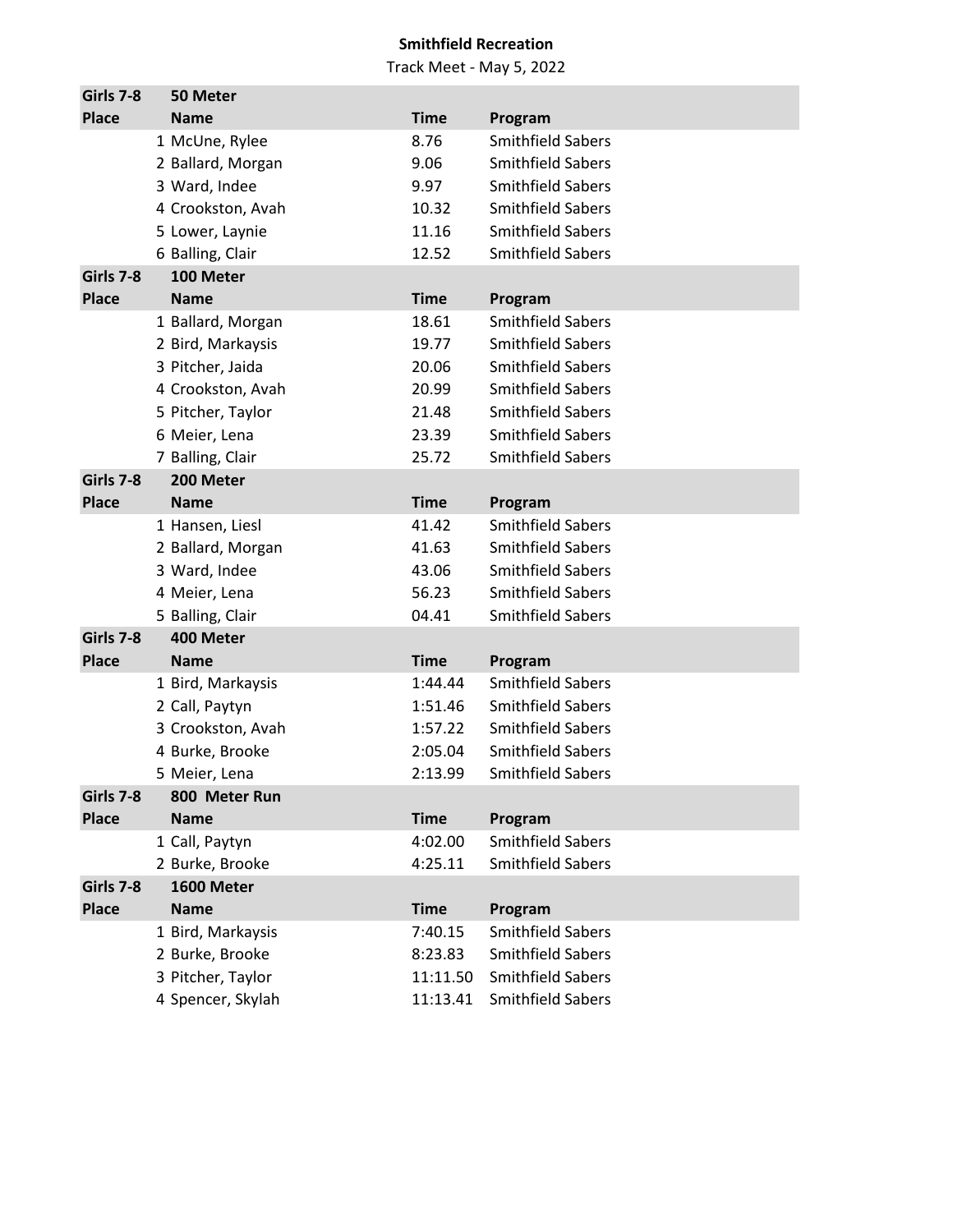# Smithfield Recreation

Track Meet - May 5, 2022

| Girls 7-8 | 50 Meter | | |
|---|---|---|---|
| **Place** | **Name** | **Time** | **Program** |
| 1 | McUne, Rylee | 8.76 | Smithfield Sabers |
| 2 | Ballard, Morgan | 9.06 | Smithfield Sabers |
| 3 | Ward, Indee | 9.97 | Smithfield Sabers |
| 4 | Crookston, Avah | 10.32 | Smithfield Sabers |
| 5 | Lower, Laynie | 11.16 | Smithfield Sabers |
| 6 | Balling, Clair | 12.52 | Smithfield Sabers |

| Girls 7-8 | 100 Meter | | |
|---|---|---|---|
| **Place** | **Name** | **Time** | **Program** |
| 1 | Ballard, Morgan | 18.61 | Smithfield Sabers |
| 2 | Bird, Markaysis | 19.77 | Smithfield Sabers |
| 3 | Pitcher, Jaida | 20.06 | Smithfield Sabers |
| 4 | Crookston, Avah | 20.99 | Smithfield Sabers |
| 5 | Pitcher, Taylor | 21.48 | Smithfield Sabers |
| 6 | Meier, Lena | 23.39 | Smithfield Sabers |
| 7 | Balling, Clair | 25.72 | Smithfield Sabers |

| Girls 7-8 | 200 Meter | | |
|---|---|---|---|
| **Place** | **Name** | **Time** | **Program** |
| 1 | Hansen, Liesl | 41.42 | Smithfield Sabers |
| 2 | Ballard, Morgan | 41.63 | Smithfield Sabers |
| 3 | Ward, Indee | 43.06 | Smithfield Sabers |
| 4 | Meier, Lena | 56.23 | Smithfield Sabers |
| 5 | Balling, Clair | 04.41 | Smithfield Sabers |

| Girls 7-8 | 400 Meter | | |
|---|---|---|---|
| **Place** | **Name** | **Time** | **Program** |
| 1 | Bird, Markaysis | 1:44.44 | Smithfield Sabers |
| 2 | Call, Paytyn | 1:51.46 | Smithfield Sabers |
| 3 | Crookston, Avah | 1:57.22 | Smithfield Sabers |
| 4 | Burke, Brooke | 2:05.04 | Smithfield Sabers |
| 5 | Meier, Lena | 2:13.99 | Smithfield Sabers |

| Girls 7-8 | 800 Meter Run | | |
|---|---|---|---|
| **Place** | **Name** | **Time** | **Program** |
| 1 | Call, Paytyn | 4:02.00 | Smithfield Sabers |
| 2 | Burke, Brooke | 4:25.11 | Smithfield Sabers |

| Girls 7-8 | 1600 Meter | | |
|---|---|---|---|
| **Place** | **Name** | **Time** | **Program** |
| 1 | Bird, Markaysis | 7:40.15 | Smithfield Sabers |
| 2 | Burke, Brooke | 8:23.83 | Smithfield Sabers |
| 3 | Pitcher, Taylor | 11:11.50 | Smithfield Sabers |
| 4 | Spencer, Skylah | 11:13.41 | Smithfield Sabers |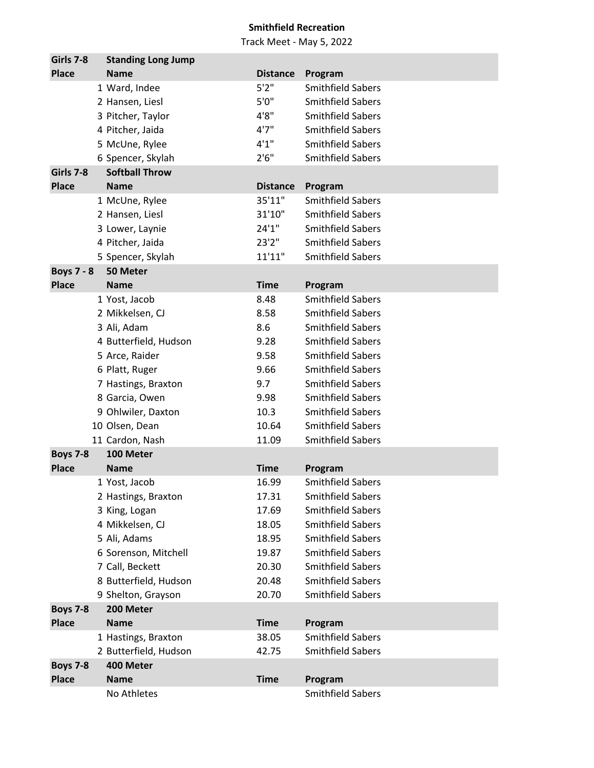**Smithfield Recreation**

Track Meet - May 5, 2022

| Girls 7-8 | Standing Long Jump | | |
|---|---|---|---|
| **Place** | **Name** | **Distance** | **Program** |
| 1 | Ward, Indee | 5'2" | Smithfield Sabers |
| 2 | Hansen, Liesl | 5'0" | Smithfield Sabers |
| 3 | Pitcher, Taylor | 4'8" | Smithfield Sabers |
| 4 | Pitcher, Jaida | 4'7" | Smithfield Sabers |
| 5 | McUne, Rylee | 4'1" | Smithfield Sabers |
| 6 | Spencer, Skylah | 2'6" | Smithfield Sabers |

| Girls 7-8 | Softball Throw | | |
|---|---|---|---|
| **Place** | **Name** | **Distance** | **Program** |
| 1 | McUne, Rylee | 35'11" | Smithfield Sabers |
| 2 | Hansen, Liesl | 31'10" | Smithfield Sabers |
| 3 | Lower, Laynie | 24'1" | Smithfield Sabers |
| 4 | Pitcher, Jaida | 23'2" | Smithfield Sabers |
| 5 | Spencer, Skylah | 11'11" | Smithfield Sabers |

| Boys 7 - 8 | 50 Meter | | |
|---|---|---|---|
| **Place** | **Name** | **Time** | **Program** |
| 1 | Yost, Jacob | 8.48 | Smithfield Sabers |
| 2 | Mikkelsen, CJ | 8.58 | Smithfield Sabers |
| 3 | Ali, Adam | 8.6 | Smithfield Sabers |
| 4 | Butterfield, Hudson | 9.28 | Smithfield Sabers |
| 5 | Arce, Raider | 9.58 | Smithfield Sabers |
| 6 | Platt, Ruger | 9.66 | Smithfield Sabers |
| 7 | Hastings, Braxton | 9.7 | Smithfield Sabers |
| 8 | Garcia, Owen | 9.98 | Smithfield Sabers |
| 9 | Ohlwiler, Daxton | 10.3 | Smithfield Sabers |
| 10 | Olsen, Dean | 10.64 | Smithfield Sabers |
| 11 | Cardon, Nash | 11.09 | Smithfield Sabers |

| Boys 7-8 | 100 Meter | | |
|---|---|---|---|
| **Place** | **Name** | **Time** | **Program** |
| 1 | Yost, Jacob | 16.99 | Smithfield Sabers |
| 2 | Hastings, Braxton | 17.31 | Smithfield Sabers |
| 3 | King, Logan | 17.69 | Smithfield Sabers |
| 4 | Mikkelsen, CJ | 18.05 | Smithfield Sabers |
| 5 | Ali, Adams | 18.95 | Smithfield Sabers |
| 6 | Sorenson, Mitchell | 19.87 | Smithfield Sabers |
| 7 | Call, Beckett | 20.30 | Smithfield Sabers |
| 8 | Butterfield, Hudson | 20.48 | Smithfield Sabers |
| 9 | Shelton, Grayson | 20.70 | Smithfield Sabers |

| Boys 7-8 | 200 Meter | | |
|---|---|---|---|
| **Place** | **Name** | **Time** | **Program** |
| 1 | Hastings, Braxton | 38.05 | Smithfield Sabers |
| 2 | Butterfield, Hudson | 42.75 | Smithfield Sabers |

| Boys 7-8 | 400 Meter | | |
|---|---|---|---|
| **Place** | **Name** | **Time** | **Program** |
| | No Athletes | | Smithfield Sabers |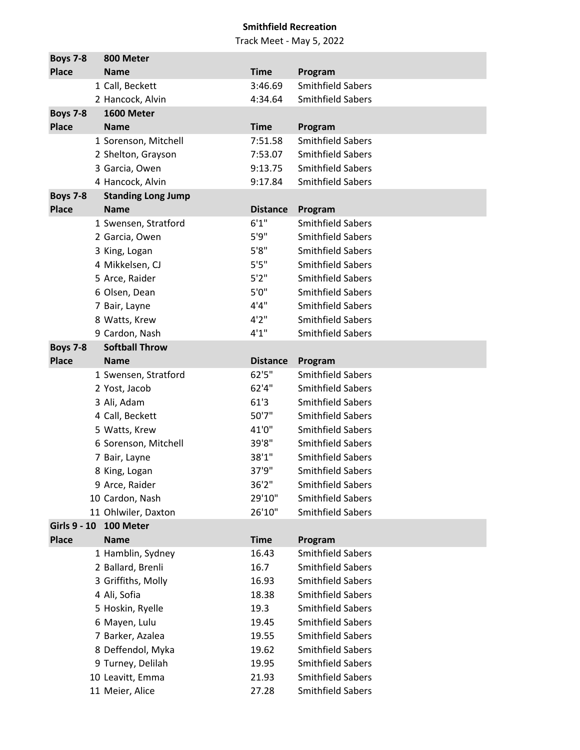**Smithfield Recreation**

Track Meet - May 5, 2022

| **Boys 7-8** | **800 Meter** | | |
|---|---|---|---|
| **Place** | **Name** | **Time** | **Program** |
| 1 | Call, Beckett | 3:46.69 | Smithfield Sabers |
| 2 | Hancock, Alvin | 4:34.64 | Smithfield Sabers |

| **Boys 7-8** | **1600 Meter** | | |
|---|---|---|---|
| **Place** | **Name** | **Time** | **Program** |
| 1 | Sorenson, Mitchell | 7:51.58 | Smithfield Sabers |
| 2 | Shelton, Grayson | 7:53.07 | Smithfield Sabers |
| 3 | Garcia, Owen | 9:13.75 | Smithfield Sabers |
| 4 | Hancock, Alvin | 9:17.84 | Smithfield Sabers |

| **Boys 7-8** | **Standing Long Jump** | | |
|---|---|---|---|
| **Place** | **Name** | **Distance** | **Program** |
| 1 | Swensen, Stratford | 6'1" | Smithfield Sabers |
| 2 | Garcia, Owen | 5'9" | Smithfield Sabers |
| 3 | King, Logan | 5'8" | Smithfield Sabers |
| 4 | Mikkelsen, CJ | 5'5" | Smithfield Sabers |
| 5 | Arce, Raider | 5'2" | Smithfield Sabers |
| 6 | Olsen, Dean | 5'0" | Smithfield Sabers |
| 7 | Bair, Layne | 4'4" | Smithfield Sabers |
| 8 | Watts, Krew | 4'2" | Smithfield Sabers |
| 9 | Cardon, Nash | 4'1" | Smithfield Sabers |

| **Boys 7-8** | **Softball Throw** | | |
|---|---|---|---|
| **Place** | **Name** | **Distance** | **Program** |
| 1 | Swensen, Stratford | 62'5" | Smithfield Sabers |
| 2 | Yost, Jacob | 62'4" | Smithfield Sabers |
| 3 | Ali, Adam | 61'3 | Smithfield Sabers |
| 4 | Call, Beckett | 50'7" | Smithfield Sabers |
| 5 | Watts, Krew | 41'0" | Smithfield Sabers |
| 6 | Sorenson, Mitchell | 39'8" | Smithfield Sabers |
| 7 | Bair, Layne | 38'1" | Smithfield Sabers |
| 8 | King, Logan | 37'9" | Smithfield Sabers |
| 9 | Arce, Raider | 36'2" | Smithfield Sabers |
| 10 | Cardon, Nash | 29'10" | Smithfield Sabers |
| 11 | Ohlwiler, Daxton | 26'10" | Smithfield Sabers |

| **Girls 9 - 10** | **100 Meter** | | |
|---|---|---|---|
| **Place** | **Name** | **Time** | **Program** |
| 1 | Hamblin, Sydney | 16.43 | Smithfield Sabers |
| 2 | Ballard, Brenli | 16.7 | Smithfield Sabers |
| 3 | Griffiths, Molly | 16.93 | Smithfield Sabers |
| 4 | Ali, Sofia | 18.38 | Smithfield Sabers |
| 5 | Hoskin, Ryelle | 19.3 | Smithfield Sabers |
| 6 | Mayen, Lulu | 19.45 | Smithfield Sabers |
| 7 | Barker, Azalea | 19.55 | Smithfield Sabers |
| 8 | Deffendol, Myka | 19.62 | Smithfield Sabers |
| 9 | Turney, Delilah | 19.95 | Smithfield Sabers |
| 10 | Leavitt, Emma | 21.93 | Smithfield Sabers |
| 11 | Meier, Alice | 27.28 | Smithfield Sabers |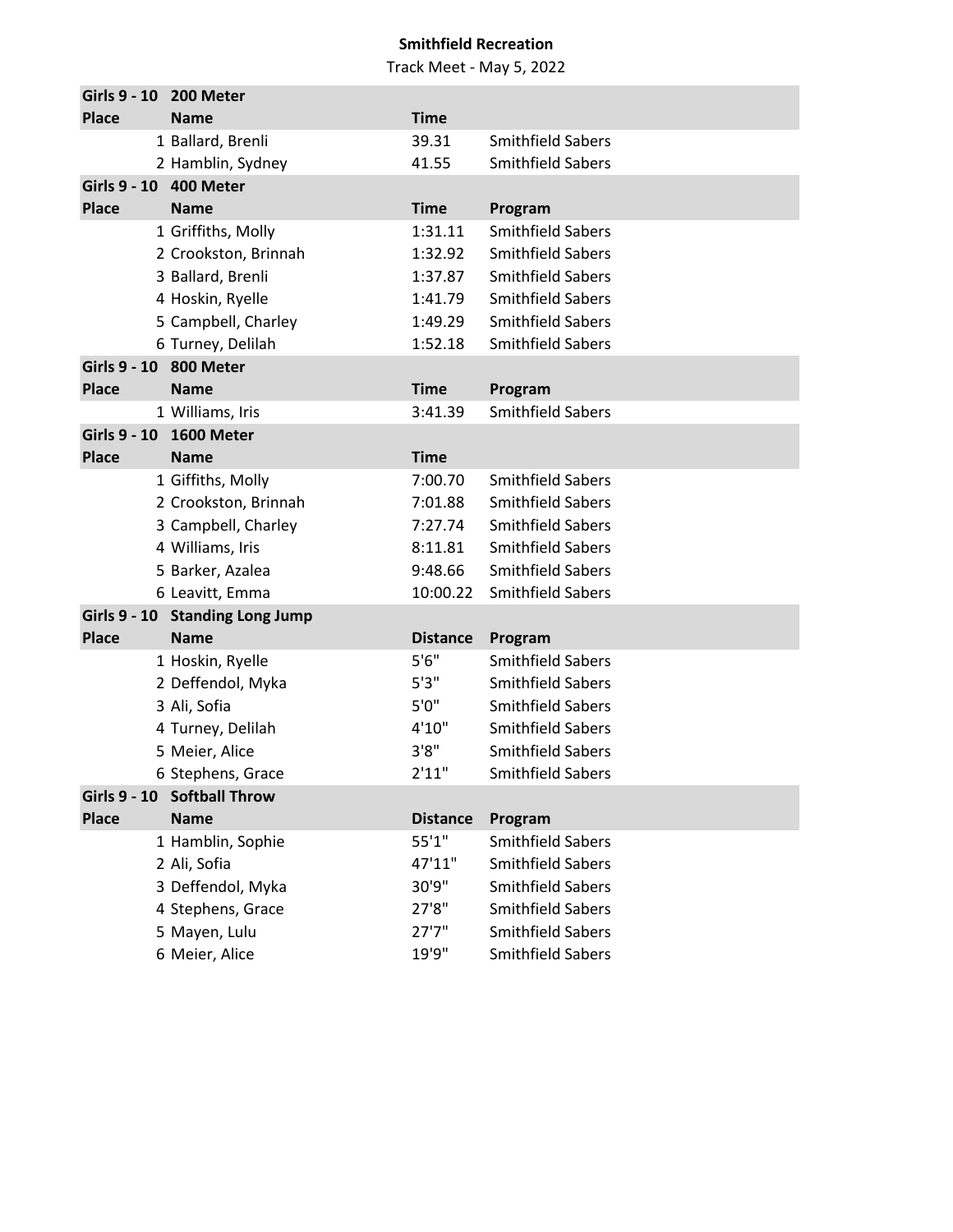**Smithfield Recreation**

Track Meet - May 5, 2022

| Girls 9 - 10 | 200 Meter | | |
|---|---|---|---|
| **Place** | **Name** | **Time** | |
| 1 | Ballard, Brenli | 39.31 | Smithfield Sabers |
| 2 | Hamblin, Sydney | 41.55 | Smithfield Sabers |

| Girls 9 - 10 | 400 Meter | | |
|---|---|---|---|
| **Place** | **Name** | **Time** | **Program** |
| 1 | Griffiths, Molly | 1:31.11 | Smithfield Sabers |
| 2 | Crookston, Brinnah | 1:32.92 | Smithfield Sabers |
| 3 | Ballard, Brenli | 1:37.87 | Smithfield Sabers |
| 4 | Hoskin, Ryelle | 1:41.79 | Smithfield Sabers |
| 5 | Campbell, Charley | 1:49.29 | Smithfield Sabers |
| 6 | Turney, Delilah | 1:52.18 | Smithfield Sabers |

| Girls 9 - 10 | 800 Meter | | |
|---|---|---|---|
| **Place** | **Name** | **Time** | **Program** |
| 1 | Williams, Iris | 3:41.39 | Smithfield Sabers |

| Girls 9 - 10 | 1600 Meter | | |
|---|---|---|---|
| **Place** | **Name** | **Time** | |
| 1 | Giffiths, Molly | 7:00.70 | Smithfield Sabers |
| 2 | Crookston, Brinnah | 7:01.88 | Smithfield Sabers |
| 3 | Campbell, Charley | 7:27.74 | Smithfield Sabers |
| 4 | Williams, Iris | 8:11.81 | Smithfield Sabers |
| 5 | Barker, Azalea | 9:48.66 | Smithfield Sabers |
| 6 | Leavitt, Emma | 10:00.22 | Smithfield Sabers |

| Girls 9 - 10 | Standing Long Jump | | |
|---|---|---|---|
| **Place** | **Name** | **Distance** | **Program** |
| 1 | Hoskin, Ryelle | 5'6" | Smithfield Sabers |
| 2 | Deffendol, Myka | 5'3" | Smithfield Sabers |
| 3 | Ali, Sofia | 5'0" | Smithfield Sabers |
| 4 | Turney, Delilah | 4'10" | Smithfield Sabers |
| 5 | Meier, Alice | 3'8" | Smithfield Sabers |
| 6 | Stephens, Grace | 2'11" | Smithfield Sabers |

| Girls 9 - 10 | Softball Throw | | |
|---|---|---|---|
| **Place** | **Name** | **Distance** | **Program** |
| 1 | Hamblin, Sophie | 55'1" | Smithfield Sabers |
| 2 | Ali, Sofia | 47'11" | Smithfield Sabers |
| 3 | Deffendol, Myka | 30'9" | Smithfield Sabers |
| 4 | Stephens, Grace | 27'8" | Smithfield Sabers |
| 5 | Mayen, Lulu | 27'7" | Smithfield Sabers |
| 6 | Meier, Alice | 19'9" | Smithfield Sabers |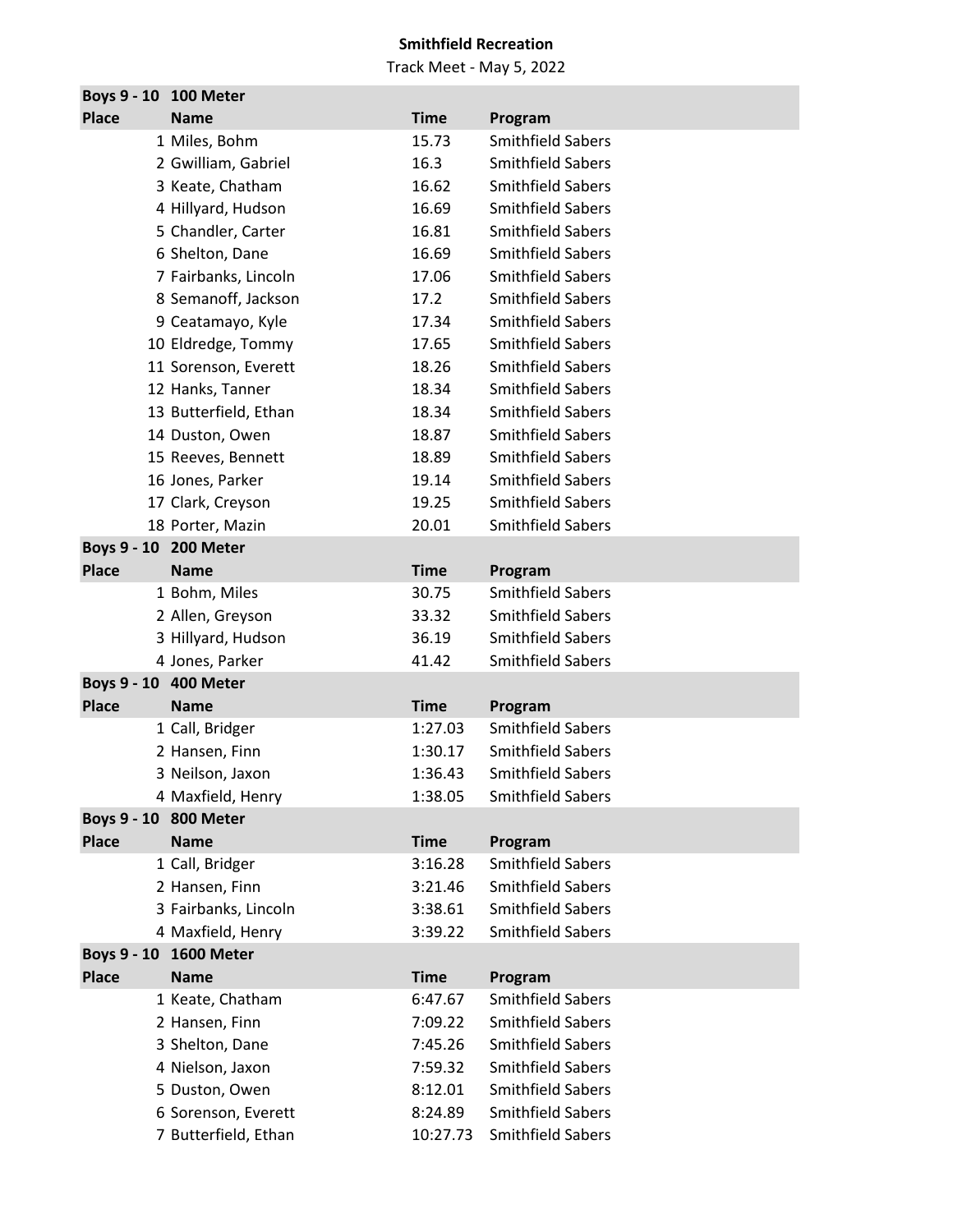**Smithfield Recreation**

Track Meet - May 5, 2022

| Boys 9 - 10 | 100 Meter | | |
|---|---|---|---|
| **Place** | **Name** | **Time** | **Program** |
| 1 | Miles, Bohm | 15.73 | Smithfield Sabers |
| 2 | Gwilliam, Gabriel | 16.3 | Smithfield Sabers |
| 3 | Keate, Chatham | 16.62 | Smithfield Sabers |
| 4 | Hillyard, Hudson | 16.69 | Smithfield Sabers |
| 5 | Chandler, Carter | 16.81 | Smithfield Sabers |
| 6 | Shelton, Dane | 16.69 | Smithfield Sabers |
| 7 | Fairbanks, Lincoln | 17.06 | Smithfield Sabers |
| 8 | Semanoff, Jackson | 17.2 | Smithfield Sabers |
| 9 | Ceatamayo, Kyle | 17.34 | Smithfield Sabers |
| 10 | Eldredge, Tommy | 17.65 | Smithfield Sabers |
| 11 | Sorenson, Everett | 18.26 | Smithfield Sabers |
| 12 | Hanks, Tanner | 18.34 | Smithfield Sabers |
| 13 | Butterfield, Ethan | 18.34 | Smithfield Sabers |
| 14 | Duston, Owen | 18.87 | Smithfield Sabers |
| 15 | Reeves, Bennett | 18.89 | Smithfield Sabers |
| 16 | Jones, Parker | 19.14 | Smithfield Sabers |
| 17 | Clark, Creyson | 19.25 | Smithfield Sabers |
| 18 | Porter, Mazin | 20.01 | Smithfield Sabers |

| Boys 9 - 10 | 200 Meter | | |
|---|---|---|---|
| **Place** | **Name** | **Time** | **Program** |
| 1 | Bohm, Miles | 30.75 | Smithfield Sabers |
| 2 | Allen, Greyson | 33.32 | Smithfield Sabers |
| 3 | Hillyard, Hudson | 36.19 | Smithfield Sabers |
| 4 | Jones, Parker | 41.42 | Smithfield Sabers |

| Boys 9 - 10 | 400 Meter | | |
|---|---|---|---|
| **Place** | **Name** | **Time** | **Program** |
| 1 | Call, Bridger | 1:27.03 | Smithfield Sabers |
| 2 | Hansen, Finn | 1:30.17 | Smithfield Sabers |
| 3 | Neilson, Jaxon | 1:36.43 | Smithfield Sabers |
| 4 | Maxfield, Henry | 1:38.05 | Smithfield Sabers |

| Boys 9 - 10 | 800 Meter | | |
|---|---|---|---|
| **Place** | **Name** | **Time** | **Program** |
| 1 | Call, Bridger | 3:16.28 | Smithfield Sabers |
| 2 | Hansen, Finn | 3:21.46 | Smithfield Sabers |
| 3 | Fairbanks, Lincoln | 3:38.61 | Smithfield Sabers |
| 4 | Maxfield, Henry | 3:39.22 | Smithfield Sabers |

| Boys 9 - 10 | 1600 Meter | | |
|---|---|---|---|
| **Place** | **Name** | **Time** | **Program** |
| 1 | Keate, Chatham | 6:47.67 | Smithfield Sabers |
| 2 | Hansen, Finn | 7:09.22 | Smithfield Sabers |
| 3 | Shelton, Dane | 7:45.26 | Smithfield Sabers |
| 4 | Nielson, Jaxon | 7:59.32 | Smithfield Sabers |
| 5 | Duston, Owen | 8:12.01 | Smithfield Sabers |
| 6 | Sorenson, Everett | 8:24.89 | Smithfield Sabers |
| 7 | Butterfield, Ethan | 10:27.73 | Smithfield Sabers |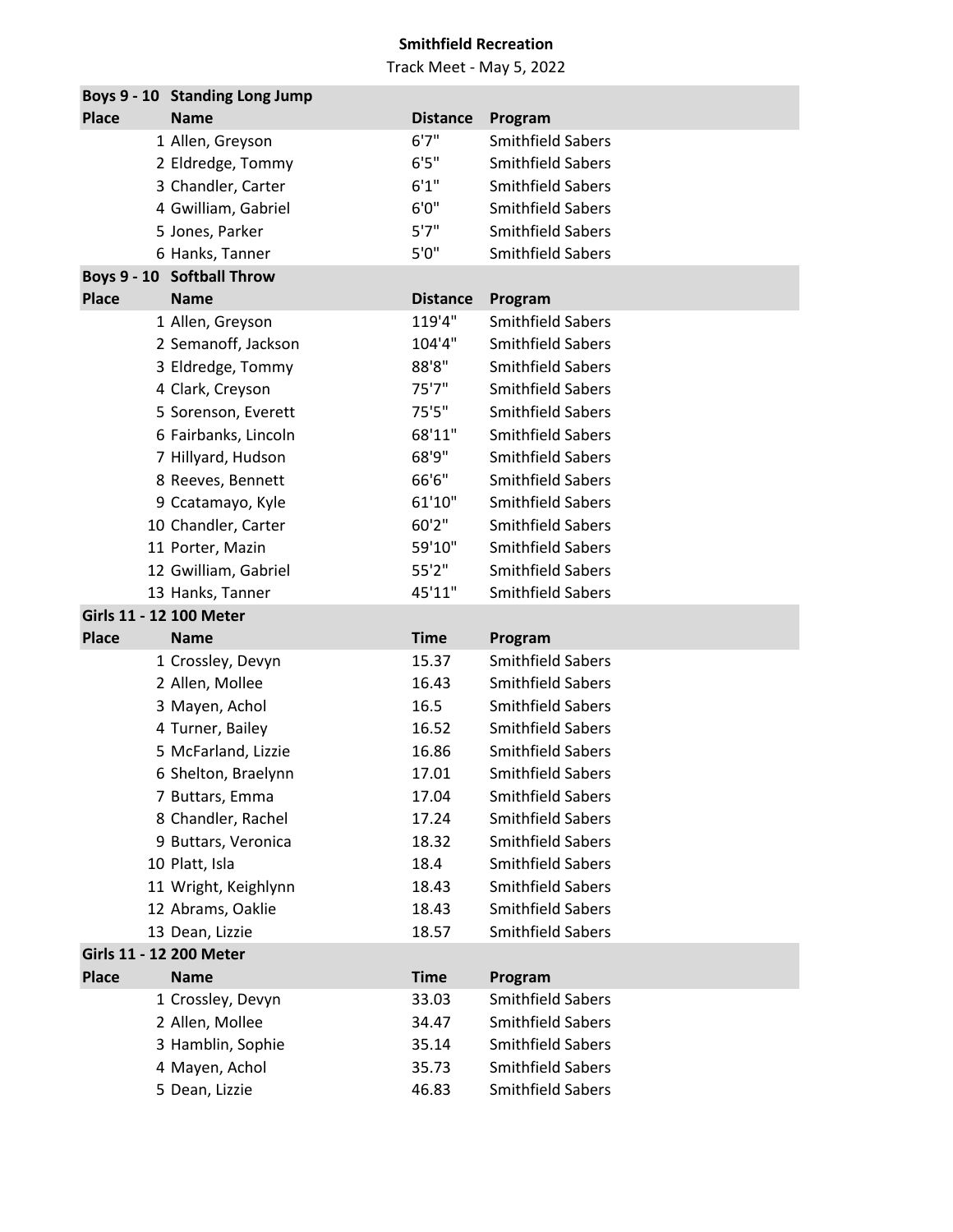**Smithfield Recreation**

Track Meet - May 5, 2022

**Boys 9 - 10 Standing Long Jump**

| Place | Name | Distance | Program |
|---|---|---|---|
| 1 | Allen, Greyson | 6'7" | Smithfield Sabers |
| 2 | Eldredge, Tommy | 6'5" | Smithfield Sabers |
| 3 | Chandler, Carter | 6'1" | Smithfield Sabers |
| 4 | Gwilliam, Gabriel | 6'0" | Smithfield Sabers |
| 5 | Jones, Parker | 5'7" | Smithfield Sabers |
| 6 | Hanks, Tanner | 5'0" | Smithfield Sabers |

**Boys 9 - 10 Softball Throw**

| Place | Name | Distance | Program |
|---|---|---|---|
| 1 | Allen, Greyson | 119'4" | Smithfield Sabers |
| 2 | Semanoff, Jackson | 104'4" | Smithfield Sabers |
| 3 | Eldredge, Tommy | 88'8" | Smithfield Sabers |
| 4 | Clark, Creyson | 75'7" | Smithfield Sabers |
| 5 | Sorenson, Everett | 75'5" | Smithfield Sabers |
| 6 | Fairbanks, Lincoln | 68'11" | Smithfield Sabers |
| 7 | Hillyard, Hudson | 68'9" | Smithfield Sabers |
| 8 | Reeves, Bennett | 66'6" | Smithfield Sabers |
| 9 | Ccatamayo, Kyle | 61'10" | Smithfield Sabers |
| 10 | Chandler, Carter | 60'2" | Smithfield Sabers |
| 11 | Porter, Mazin | 59'10" | Smithfield Sabers |
| 12 | Gwilliam, Gabriel | 55'2" | Smithfield Sabers |
| 13 | Hanks, Tanner | 45'11" | Smithfield Sabers |

**Girls 11 - 12 100 Meter**

| Place | Name | Time | Program |
|---|---|---|---|
| 1 | Crossley, Devyn | 15.37 | Smithfield Sabers |
| 2 | Allen, Mollee | 16.43 | Smithfield Sabers |
| 3 | Mayen, Achol | 16.5 | Smithfield Sabers |
| 4 | Turner, Bailey | 16.52 | Smithfield Sabers |
| 5 | McFarland, Lizzie | 16.86 | Smithfield Sabers |
| 6 | Shelton, Braelynn | 17.01 | Smithfield Sabers |
| 7 | Buttars, Emma | 17.04 | Smithfield Sabers |
| 8 | Chandler, Rachel | 17.24 | Smithfield Sabers |
| 9 | Buttars, Veronica | 18.32 | Smithfield Sabers |
| 10 | Platt, Isla | 18.4 | Smithfield Sabers |
| 11 | Wright, Keighlynn | 18.43 | Smithfield Sabers |
| 12 | Abrams, Oaklie | 18.43 | Smithfield Sabers |
| 13 | Dean, Lizzie | 18.57 | Smithfield Sabers |

**Girls 11 - 12 200 Meter**

| Place | Name | Time | Program |
|---|---|---|---|
| 1 | Crossley, Devyn | 33.03 | Smithfield Sabers |
| 2 | Allen, Mollee | 34.47 | Smithfield Sabers |
| 3 | Hamblin, Sophie | 35.14 | Smithfield Sabers |
| 4 | Mayen, Achol | 35.73 | Smithfield Sabers |
| 5 | Dean, Lizzie | 46.83 | Smithfield Sabers |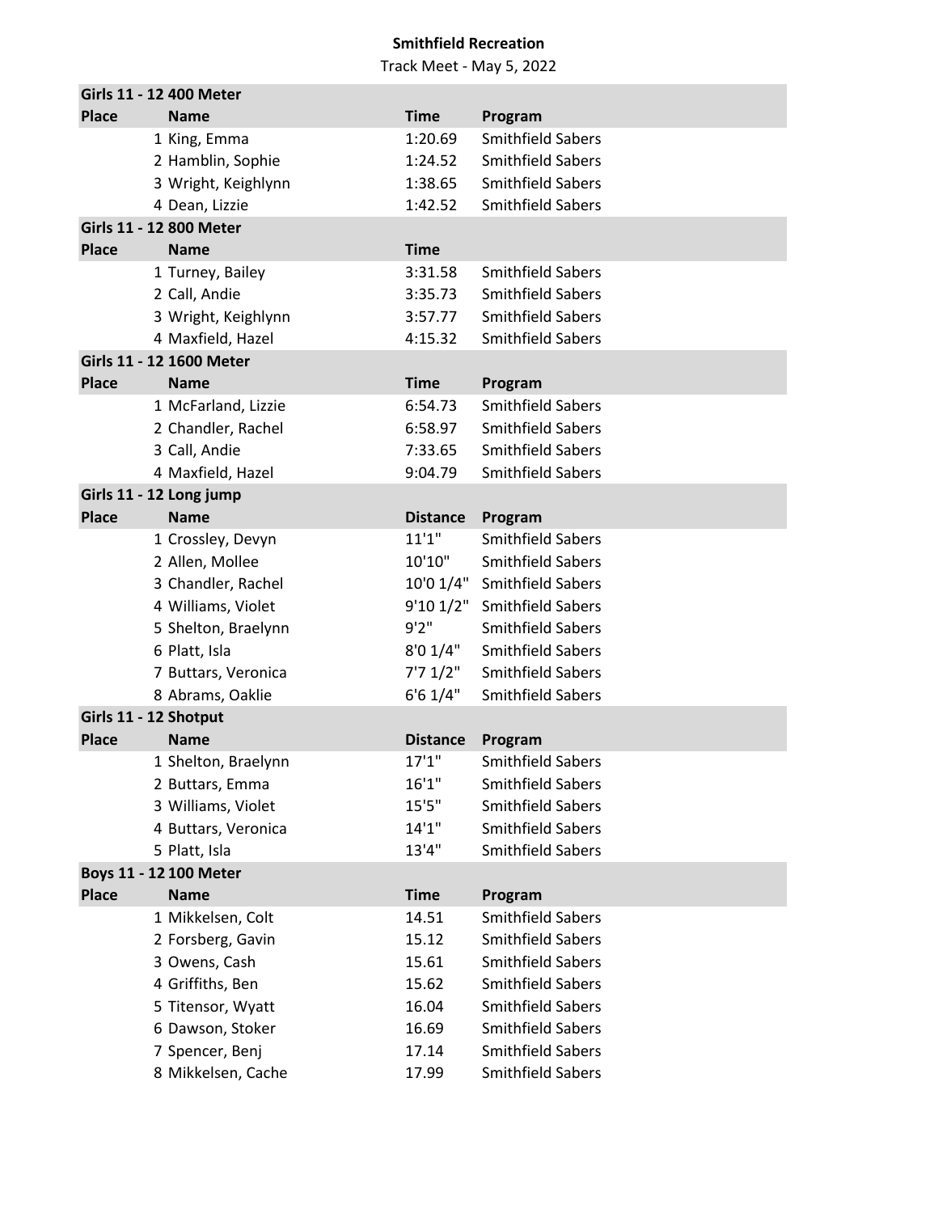**Smithfield Recreation**

Track Meet - May 5, 2022

**Girls 11 - 12 400 Meter**

| Place | Name | Time | Program |
|---|---|---|---|
| 1 | King, Emma | 1:20.69 | Smithfield Sabers |
| 2 | Hamblin, Sophie | 1:24.52 | Smithfield Sabers |
| 3 | Wright, Keighlynn | 1:38.65 | Smithfield Sabers |
| 4 | Dean, Lizzie | 1:42.52 | Smithfield Sabers |

**Girls 11 - 12 800 Meter**

| Place | Name | Time | |
|---|---|---|---|
| 1 | Turney, Bailey | 3:31.58 | Smithfield Sabers |
| 2 | Call, Andie | 3:35.73 | Smithfield Sabers |
| 3 | Wright, Keighlynn | 3:57.77 | Smithfield Sabers |
| 4 | Maxfield, Hazel | 4:15.32 | Smithfield Sabers |

**Girls 11 - 12 1600 Meter**

| Place | Name | Time | Program |
|---|---|---|---|
| 1 | McFarland, Lizzie | 6:54.73 | Smithfield Sabers |
| 2 | Chandler, Rachel | 6:58.97 | Smithfield Sabers |
| 3 | Call, Andie | 7:33.65 | Smithfield Sabers |
| 4 | Maxfield, Hazel | 9:04.79 | Smithfield Sabers |

**Girls 11 - 12 Long jump**

| Place | Name | Distance | Program |
|---|---|---|---|
| 1 | Crossley, Devyn | 11'1" | Smithfield Sabers |
| 2 | Allen, Mollee | 10'10" | Smithfield Sabers |
| 3 | Chandler, Rachel | 10'0 1/4" | Smithfield Sabers |
| 4 | Williams, Violet | 9'10 1/2" | Smithfield Sabers |
| 5 | Shelton, Braelynn | 9'2" | Smithfield Sabers |
| 6 | Platt, Isla | 8'0 1/4" | Smithfield Sabers |
| 7 | Buttars, Veronica | 7'7 1/2" | Smithfield Sabers |
| 8 | Abrams, Oaklie | 6'6 1/4" | Smithfield Sabers |

**Girls 11 - 12 Shotput**

| Place | Name | Distance | Program |
|---|---|---|---|
| 1 | Shelton, Braelynn | 17'1" | Smithfield Sabers |
| 2 | Buttars, Emma | 16'1" | Smithfield Sabers |
| 3 | Williams, Violet | 15'5" | Smithfield Sabers |
| 4 | Buttars, Veronica | 14'1" | Smithfield Sabers |
| 5 | Platt, Isla | 13'4" | Smithfield Sabers |

**Boys 11 - 12 100 Meter**

| Place | Name | Time | Program |
|---|---|---|---|
| 1 | Mikkelsen, Colt | 14.51 | Smithfield Sabers |
| 2 | Forsberg, Gavin | 15.12 | Smithfield Sabers |
| 3 | Owens, Cash | 15.61 | Smithfield Sabers |
| 4 | Griffiths, Ben | 15.62 | Smithfield Sabers |
| 5 | Titensor, Wyatt | 16.04 | Smithfield Sabers |
| 6 | Dawson, Stoker | 16.69 | Smithfield Sabers |
| 7 | Spencer, Benj | 17.14 | Smithfield Sabers |
| 8 | Mikkelsen, Cache | 17.99 | Smithfield Sabers |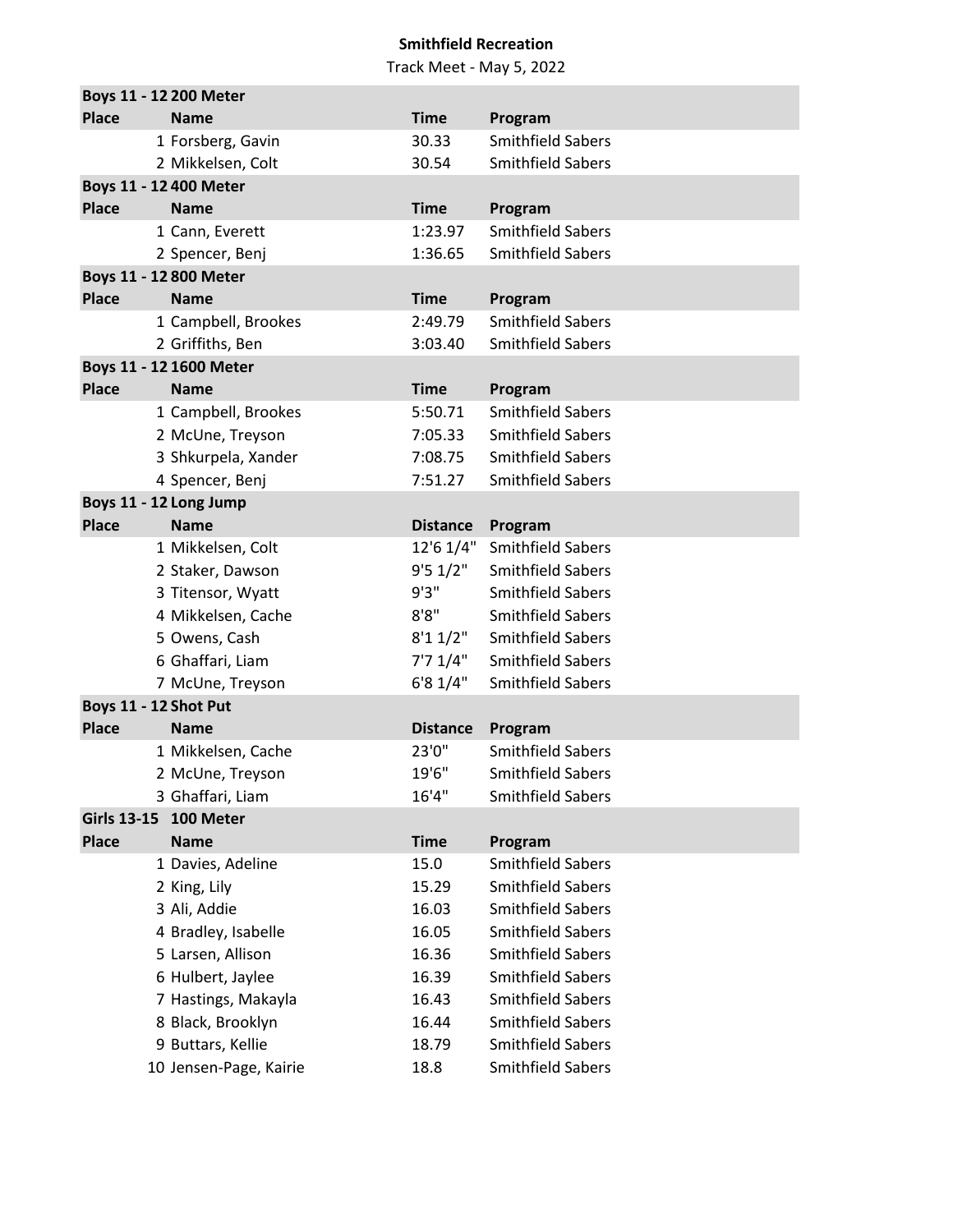**Smithfield Recreation**

Track Meet - May 5, 2022

**Boys 11 - 12 200 Meter**

| Place | Name | Time | Program |
|---|---|---|---|
| 1 | Forsberg, Gavin | 30.33 | Smithfield Sabers |
| 2 | Mikkelsen, Colt | 30.54 | Smithfield Sabers |

**Boys 11 - 12 400 Meter**

| Place | Name | Time | Program |
|---|---|---|---|
| 1 | Cann, Everett | 1:23.97 | Smithfield Sabers |
| 2 | Spencer, Benj | 1:36.65 | Smithfield Sabers |

**Boys 11 - 12 800 Meter**

| Place | Name | Time | Program |
|---|---|---|---|
| 1 | Campbell, Brookes | 2:49.79 | Smithfield Sabers |
| 2 | Griffiths, Ben | 3:03.40 | Smithfield Sabers |

**Boys 11 - 12 1600 Meter**

| Place | Name | Time | Program |
|---|---|---|---|
| 1 | Campbell, Brookes | 5:50.71 | Smithfield Sabers |
| 2 | McUne, Treyson | 7:05.33 | Smithfield Sabers |
| 3 | Shkurpela, Xander | 7:08.75 | Smithfield Sabers |
| 4 | Spencer, Benj | 7:51.27 | Smithfield Sabers |

**Boys 11 - 12 Long Jump**

| Place | Name | Distance | Program |
|---|---|---|---|
| 1 | Mikkelsen, Colt | 12'6 1/4" | Smithfield Sabers |
| 2 | Staker, Dawson | 9'5 1/2" | Smithfield Sabers |
| 3 | Titensor, Wyatt | 9'3" | Smithfield Sabers |
| 4 | Mikkelsen, Cache | 8'8" | Smithfield Sabers |
| 5 | Owens, Cash | 8'1 1/2" | Smithfield Sabers |
| 6 | Ghaffari, Liam | 7'7 1/4" | Smithfield Sabers |
| 7 | McUne, Treyson | 6'8 1/4" | Smithfield Sabers |

**Boys 11 - 12 Shot Put**

| Place | Name | Distance | Program |
|---|---|---|---|
| 1 | Mikkelsen, Cache | 23'0" | Smithfield Sabers |
| 2 | McUne, Treyson | 19'6" | Smithfield Sabers |
| 3 | Ghaffari, Liam | 16'4" | Smithfield Sabers |

**Girls 13-15 100 Meter**

| Place | Name | Time | Program |
|---|---|---|---|
| 1 | Davies, Adeline | 15.0 | Smithfield Sabers |
| 2 | King, Lily | 15.29 | Smithfield Sabers |
| 3 | Ali, Addie | 16.03 | Smithfield Sabers |
| 4 | Bradley, Isabelle | 16.05 | Smithfield Sabers |
| 5 | Larsen, Allison | 16.36 | Smithfield Sabers |
| 6 | Hulbert, Jaylee | 16.39 | Smithfield Sabers |
| 7 | Hastings, Makayla | 16.43 | Smithfield Sabers |
| 8 | Black, Brooklyn | 16.44 | Smithfield Sabers |
| 9 | Buttars, Kellie | 18.79 | Smithfield Sabers |
| 10 | Jensen-Page, Kairie | 18.8 | Smithfield Sabers |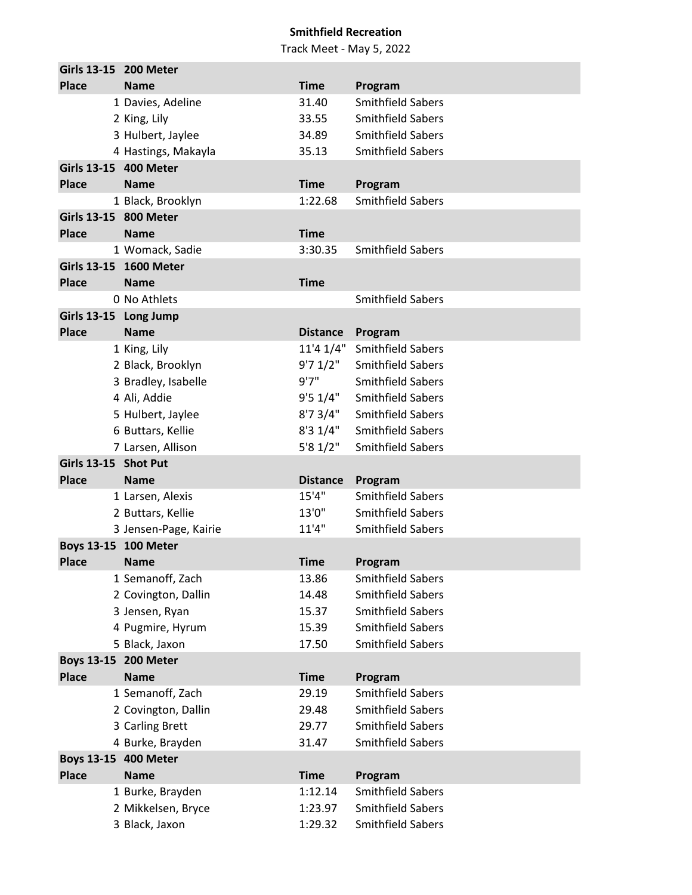**Smithfield Recreation**

Track Meet - May 5, 2022

| Girls 13-15 | 200 Meter | | |
|---|---|---|---|
| **Place** | **Name** | **Time** | **Program** |
| 1 | Davies, Adeline | 31.40 | Smithfield Sabers |
| 2 | King, Lily | 33.55 | Smithfield Sabers |
| 3 | Hulbert, Jaylee | 34.89 | Smithfield Sabers |
| 4 | Hastings, Makayla | 35.13 | Smithfield Sabers |

| Girls 13-15 | 400 Meter | | |
|---|---|---|---|
| **Place** | **Name** | **Time** | **Program** |
| 1 | Black, Brooklyn | 1:22.68 | Smithfield Sabers |

| Girls 13-15 | 800 Meter | | |
|---|---|---|---|
| **Place** | **Name** | **Time** | |
| 1 | Womack, Sadie | 3:30.35 | Smithfield Sabers |

| Girls 13-15 | 1600 Meter | | |
|---|---|---|---|
| **Place** | **Name** | **Time** | |
| 0 | No Athlets | | Smithfield Sabers |

| Girls 13-15 | Long Jump | | |
|---|---|---|---|
| **Place** | **Name** | **Distance** | **Program** |
| 1 | King, Lily | 11'4 1/4" | Smithfield Sabers |
| 2 | Black, Brooklyn | 9'7 1/2" | Smithfield Sabers |
| 3 | Bradley, Isabelle | 9'7" | Smithfield Sabers |
| 4 | Ali, Addie | 9'5 1/4" | Smithfield Sabers |
| 5 | Hulbert, Jaylee | 8'7 3/4" | Smithfield Sabers |
| 6 | Buttars, Kellie | 8'3 1/4" | Smithfield Sabers |
| 7 | Larsen, Allison | 5'8 1/2" | Smithfield Sabers |

| Girls 13-15 | Shot Put | | |
|---|---|---|---|
| **Place** | **Name** | **Distance** | **Program** |
| 1 | Larsen, Alexis | 15'4" | Smithfield Sabers |
| 2 | Buttars, Kellie | 13'0" | Smithfield Sabers |
| 3 | Jensen-Page, Kairie | 11'4" | Smithfield Sabers |

| Boys 13-15 | 100 Meter | | |
|---|---|---|---|
| **Place** | **Name** | **Time** | **Program** |
| 1 | Semanoff, Zach | 13.86 | Smithfield Sabers |
| 2 | Covington, Dallin | 14.48 | Smithfield Sabers |
| 3 | Jensen, Ryan | 15.37 | Smithfield Sabers |
| 4 | Pugmire, Hyrum | 15.39 | Smithfield Sabers |
| 5 | Black, Jaxon | 17.50 | Smithfield Sabers |

| Boys 13-15 | 200 Meter | | |
|---|---|---|---|
| **Place** | **Name** | **Time** | **Program** |
| 1 | Semanoff, Zach | 29.19 | Smithfield Sabers |
| 2 | Covington, Dallin | 29.48 | Smithfield Sabers |
| 3 | Carling Brett | 29.77 | Smithfield Sabers |
| 4 | Burke, Brayden | 31.47 | Smithfield Sabers |

| Boys 13-15 | 400 Meter | | |
|---|---|---|---|
| **Place** | **Name** | **Time** | **Program** |
| 1 | Burke, Brayden | 1:12.14 | Smithfield Sabers |
| 2 | Mikkelsen, Bryce | 1:23.97 | Smithfield Sabers |
| 3 | Black, Jaxon | 1:29.32 | Smithfield Sabers |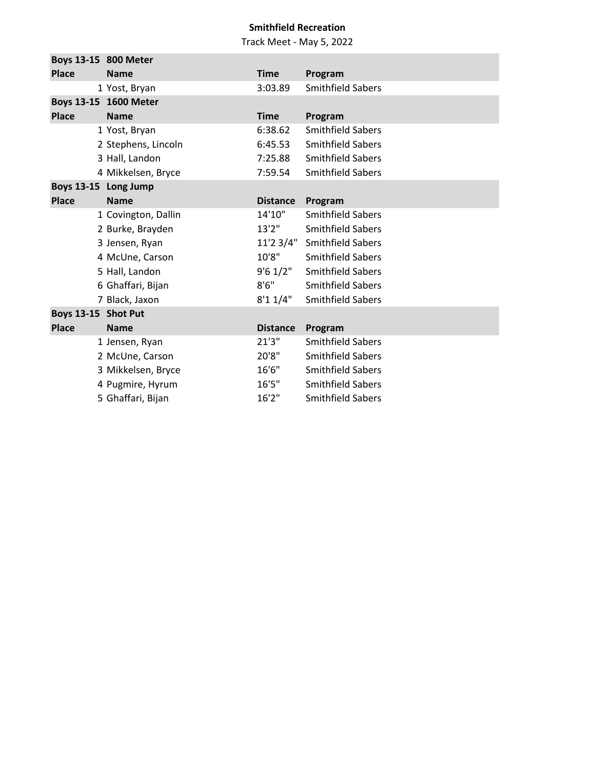**Smithfield Recreation**

Track Meet - May 5, 2022

| Boys 13-15 | 800 Meter | | |
|---|---|---|---|
| **Place** | **Name** | **Time** | **Program** |
| 1 | Yost, Bryan | 3:03.89 | Smithfield Sabers |

| Boys 13-15 | 1600 Meter | | |
|---|---|---|---|
| **Place** | **Name** | **Time** | **Program** |
| 1 | Yost, Bryan | 6:38.62 | Smithfield Sabers |
| 2 | Stephens, Lincoln | 6:45.53 | Smithfield Sabers |
| 3 | Hall, Landon | 7:25.88 | Smithfield Sabers |
| 4 | Mikkelsen, Bryce | 7:59.54 | Smithfield Sabers |

| Boys 13-15 | Long Jump | | |
|---|---|---|---|
| **Place** | **Name** | **Distance** | **Program** |
| 1 | Covington, Dallin | 14'10" | Smithfield Sabers |
| 2 | Burke, Brayden | 13'2" | Smithfield Sabers |
| 3 | Jensen, Ryan | 11'2 3/4" | Smithfield Sabers |
| 4 | McUne, Carson | 10'8" | Smithfield Sabers |
| 5 | Hall, Landon | 9'6 1/2" | Smithfield Sabers |
| 6 | Ghaffari, Bijan | 8'6" | Smithfield Sabers |
| 7 | Black, Jaxon | 8'1 1/4" | Smithfield Sabers |

| Boys 13-15 | Shot Put | | |
|---|---|---|---|
| **Place** | **Name** | **Distance** | **Program** |
| 1 | Jensen, Ryan | 21'3" | Smithfield Sabers |
| 2 | McUne, Carson | 20'8" | Smithfield Sabers |
| 3 | Mikkelsen, Bryce | 16'6" | Smithfield Sabers |
| 4 | Pugmire, Hyrum | 16'5" | Smithfield Sabers |
| 5 | Ghaffari, Bijan | 16'2" | Smithfield Sabers |